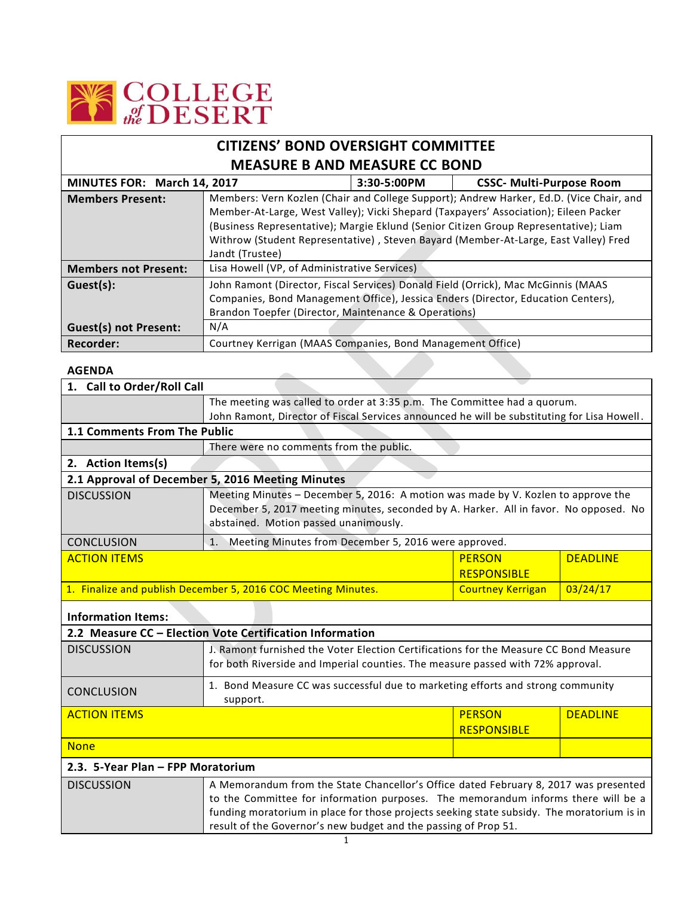COLLEGE of the DESERT

# CITIZENS' BOND OVERSIGHT COMMITTEE
# MEASURE B AND MEASURE CC BOND

| MINUTES FOR: March 14, 2017 | 3:30-5:00PM | CSSC- Multi-Purpose Room |
|---|---|---|
| **Members Present:** | Members: Vern Kozlen (Chair and College Support); Andrew Harker, Ed.D. (Vice Chair, and Member-At-Large, West Valley); Vicki Shepard (Taxpayers' Association); Eileen Packer (Business Representative); Margie Eklund (Senior Citizen Group Representative); Liam Withrow (Student Representative) , Steven Bayard (Member-At-Large, East Valley) Fred Jandt (Trustee) | |
| **Members not Present:** | Lisa Howell (VP, of Administrative Services) | |
| **Guest(s):** | John Ramont (Director, Fiscal Services) Donald Field (Orrick), Mac McGinnis (MAAS Companies, Bond Management Office), Jessica Enders (Director, Education Centers), Brandon Toepfer (Director, Maintenance & Operations) | |
| **Guest(s) not Present:** | N/A | |
| **Recorder:** | Courtney Kerrigan (MAAS Companies, Bond Management Office) | |

**AGENDA**

| **1. Call to Order/Roll Call** | | | |
|---|---|---|---|
| | The meeting was called to order at 3:35 p.m. The Committee had a quorum. John Ramont, Director of Fiscal Services announced he will be substituting for Lisa Howell. | | |
| **1.1 Comments From The Public** | | | |
| | There were no comments from the public. | | |
| **2. Action Items(s)** | | | |
| **2.1 Approval of December 5, 2016 Meeting Minutes** | | | |
| DISCUSSION | Meeting Minutes – December 5, 2016: A motion was made by V. Kozlen to approve the December 5, 2017 meeting minutes, seconded by A. Harker. All in favor. No opposed. No abstained. Motion passed unanimously. | | |
| CONCLUSION | 1. Meeting Minutes from December 5, 2016 were approved. | | |
| ACTION ITEMS | | PERSON RESPONSIBLE | DEADLINE |
| 1. Finalize and publish December 5, 2016 COC Meeting Minutes. | | Courtney Kerrigan | 03/24/17 |
| **Information Items:** | | | |
| **2.2 Measure CC – Election Vote Certification Information** | | | |
| DISCUSSION | J. Ramont furnished the Voter Election Certifications for the Measure CC Bond Measure for both Riverside and Imperial counties. The measure passed with 72% approval. | | |
| CONCLUSION | 1. Bond Measure CC was successful due to marketing efforts and strong community support. | | |
| ACTION ITEMS | | PERSON RESPONSIBLE | DEADLINE |
| None | | | |
| **2.3. 5-Year Plan – FPP Moratorium** | | | |
| DISCUSSION | A Memorandum from the State Chancellor's Office dated February 8, 2017 was presented to the Committee for information purposes. The memorandum informs there will be a funding moratorium in place for those projects seeking state subsidy. The moratorium is in result of the Governor's new budget and the passing of Prop 51. | | |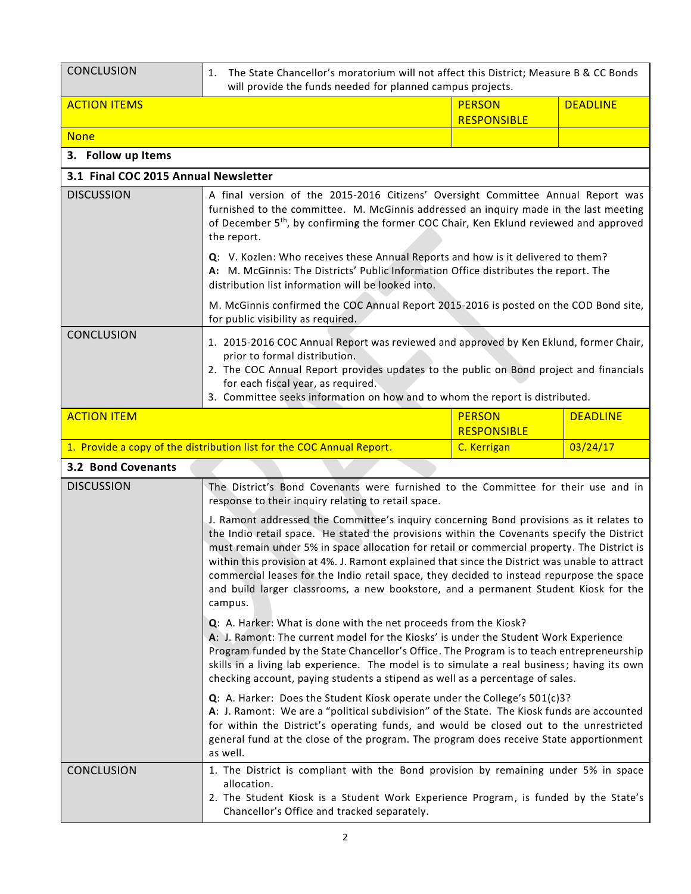| CONCLUSION | 1. The State Chancellor's moratorium will not affect this District; Measure B & CC Bonds will provide the funds needed for planned campus projects. | |
|---|---|---|
| **ACTION ITEMS** | **PERSON RESPONSIBLE** | **DEADLINE** |
| None | | |

## 3. Follow up Items

### 3.1 Final COC 2015 Annual Newsletter

| | |
|---|---|
| DISCUSSION | A final version of the 2015-2016 Citizens' Oversight Committee Annual Report was furnished to the committee. M. McGinnis addressed an inquiry made in the last meeting of December 5th, by confirming the former COC Chair, Ken Eklund reviewed and approved the report.<br><br>**Q**: V. Kozlen: Who receives these Annual Reports and how is it delivered to them?<br>**A:** M. McGinnis: The Districts' Public Information Office distributes the report. The distribution list information will be looked into.<br><br>M. McGinnis confirmed the COC Annual Report 2015-2016 is posted on the COD Bond site, for public visibility as required. |
| CONCLUSION | 1. 2015-2016 COC Annual Report was reviewed and approved by Ken Eklund, former Chair, prior to formal distribution.<br>2. The COC Annual Report provides updates to the public on Bond project and financials for each fiscal year, as required.<br>3. Committee seeks information on how and to whom the report is distributed. |

| ACTION ITEM | PERSON RESPONSIBLE | DEADLINE |
|---|---|---|
| 1. Provide a copy of the distribution list for the COC Annual Report. | C. Kerrigan | 03/24/17 |

### 3.2 Bond Covenants

| | |
|---|---|
| DISCUSSION | The District's Bond Covenants were furnished to the Committee for their use and in response to their inquiry relating to retail space.<br><br>J. Ramont addressed the Committee's inquiry concerning Bond provisions as it relates to the Indio retail space. He stated the provisions within the Covenants specify the District must remain under 5% in space allocation for retail or commercial property. The District is within this provision at 4%. J. Ramont explained that since the District was unable to attract commercial leases for the Indio retail space, they decided to instead repurpose the space and build larger classrooms, a new bookstore, and a permanent Student Kiosk for the campus.<br><br>**Q**: A. Harker: What is done with the net proceeds from the Kiosk?<br>**A**: J. Ramont: The current model for the Kiosks' is under the Student Work Experience Program funded by the State Chancellor's Office. The Program is to teach entrepreneurship skills in a living lab experience. The model is to simulate a real business; having its own checking account, paying students a stipend as well as a percentage of sales.<br><br>**Q**: A. Harker: Does the Student Kiosk operate under the College's 501(c)3?<br>**A**: J. Ramont: We are a "political subdivision" of the State. The Kiosk funds are accounted for within the District's operating funds, and would be closed out to the unrestricted general fund at the close of the program. The program does receive State apportionment as well. |
| CONCLUSION | 1. The District is compliant with the Bond provision by remaining under 5% in space allocation.<br>2. The Student Kiosk is a Student Work Experience Program, is funded by the State's Chancellor's Office and tracked separately. |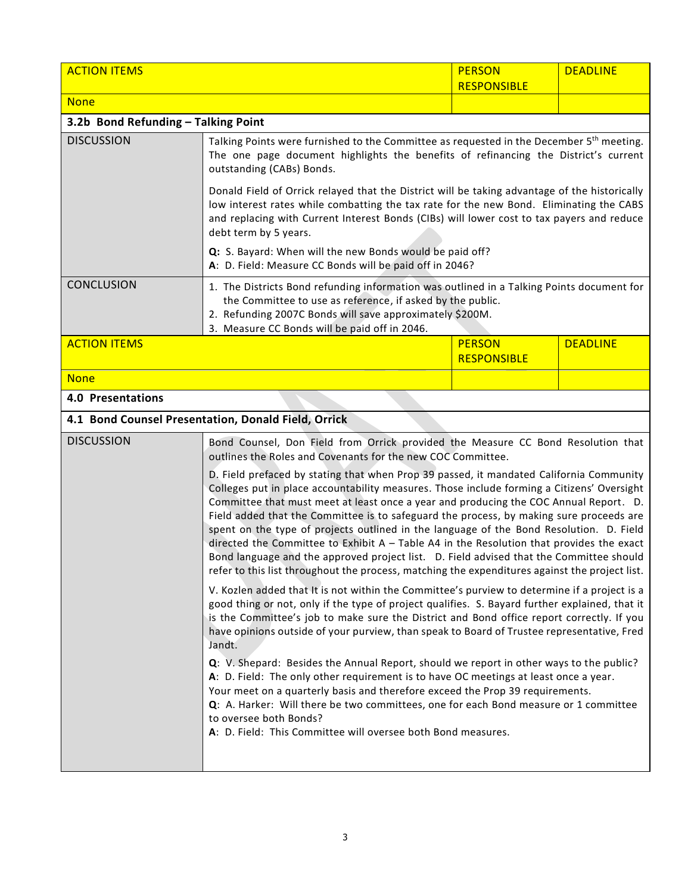| ACTION ITEMS | PERSON RESPONSIBLE | DEADLINE |
|---|---|---|
| None | | |

**3.2b Bond Refunding – Talking Point**

| | |
|---|---|
| DISCUSSION | Talking Points were furnished to the Committee as requested in the December 5th meeting. The one page document highlights the benefits of refinancing the District's current outstanding (CABs) Bonds.<br><br>Donald Field of Orrick relayed that the District will be taking advantage of the historically low interest rates while combatting the tax rate for the new Bond. Eliminating the CABS and replacing with Current Interest Bonds (CIBs) will lower cost to tax payers and reduce debt term by 5 years.<br><br>**Q:** S. Bayard: When will the new Bonds would be paid off?<br>**A**: D. Field: Measure CC Bonds will be paid off in 2046? |
| CONCLUSION | 1. The Districts Bond refunding information was outlined in a Talking Points document for the Committee to use as reference, if asked by the public.<br>2. Refunding 2007C Bonds will save approximately $200M.<br>3. Measure CC Bonds will be paid off in 2046. |

| ACTION ITEMS | PERSON RESPONSIBLE | DEADLINE |
|---|---|---|
| None | | |

**4.0 Presentations**

**4.1 Bond Counsel Presentation, Donald Field, Orrick**

| | |
|---|---|
| DISCUSSION | Bond Counsel, Don Field from Orrick provided the Measure CC Bond Resolution that outlines the Roles and Covenants for the new COC Committee.<br><br>D. Field prefaced by stating that when Prop 39 passed, it mandated California Community Colleges put in place accountability measures. Those include forming a Citizens' Oversight Committee that must meet at least once a year and producing the COC Annual Report. D. Field added that the Committee is to safeguard the process, by making sure proceeds are spent on the type of projects outlined in the language of the Bond Resolution. D. Field directed the Committee to Exhibit A – Table A4 in the Resolution that provides the exact Bond language and the approved project list. D. Field advised that the Committee should refer to this list throughout the process, matching the expenditures against the project list.<br><br>V. Kozlen added that It is not within the Committee's purview to determine if a project is a good thing or not, only if the type of project qualifies. S. Bayard further explained, that it is the Committee's job to make sure the District and Bond office report correctly. If you have opinions outside of your purview, than speak to Board of Trustee representative, Fred Jandt.<br><br>**Q**: V. Shepard: Besides the Annual Report, should we report in other ways to the public?<br>**A**: D. Field: The only other requirement is to have OC meetings at least once a year. Your meet on a quarterly basis and therefore exceed the Prop 39 requirements.<br>**Q**: A. Harker: Will there be two committees, one for each Bond measure or 1 committee to oversee both Bonds?<br>**A**: D. Field: This Committee will oversee both Bond measures. |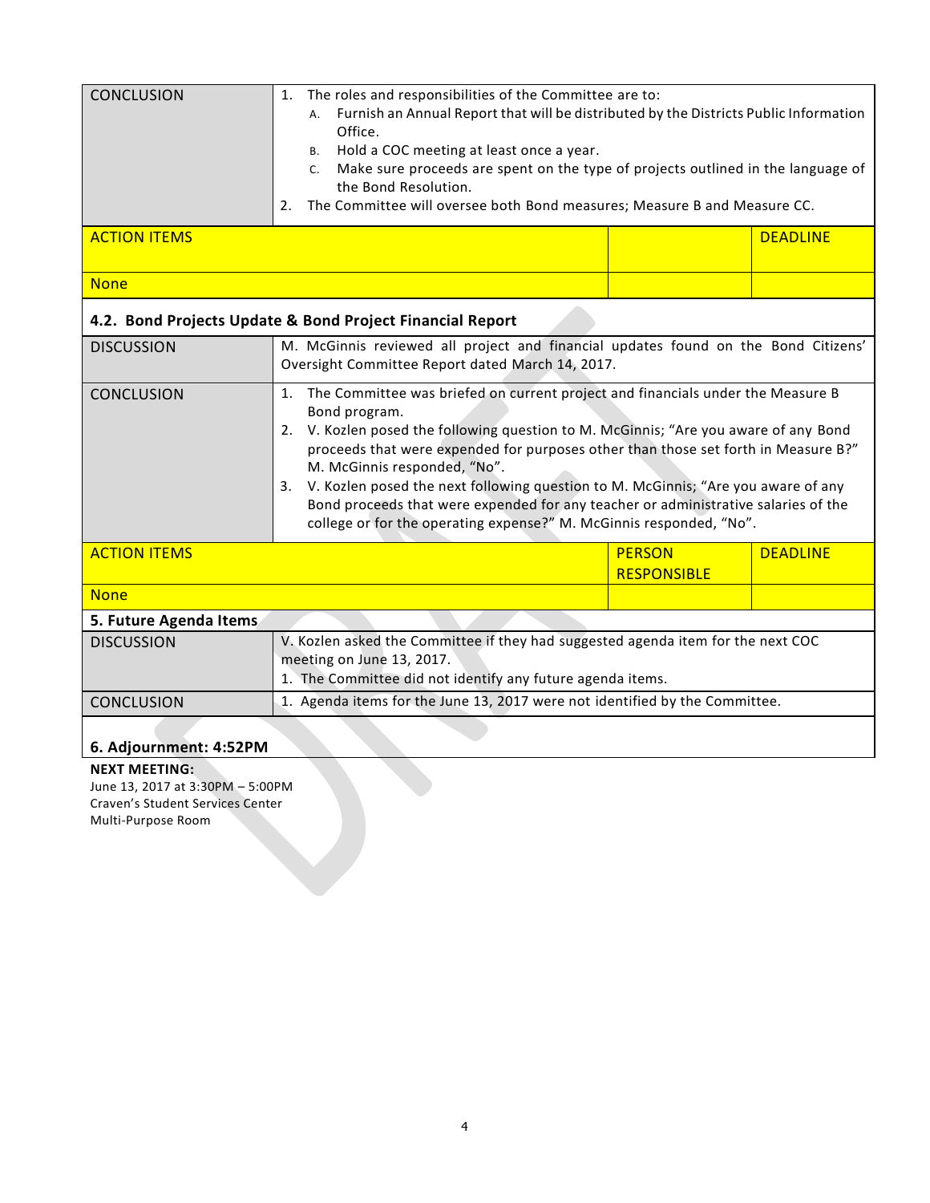| | | | |
|---|---|---|---|
| CONCLUSION | 1. The roles and responsibilities of the Committee are to:<br>A. Furnish an Annual Report that will be distributed by the Districts Public Information Office.<br>B. Hold a COC meeting at least once a year.<br>C. Make sure proceeds are spent on the type of projects outlined in the language of the Bond Resolution.<br>2. The Committee will oversee both Bond measures; Measure B and Measure CC. | | |
| ACTION ITEMS | | | DEADLINE |
| None | | | |

### 4.2. Bond Projects Update & Bond Project Financial Report

| | | | |
|---|---|---|---|
| DISCUSSION | M. McGinnis reviewed all project and financial updates found on the Bond Citizens' Oversight Committee Report dated March 14, 2017. | | |
| CONCLUSION | 1. The Committee was briefed on current project and financials under the Measure B Bond program.<br>2. V. Kozlen posed the following question to M. McGinnis; "Are you aware of any Bond proceeds that were expended for purposes other than those set forth in Measure B?" M. McGinnis responded, "No".<br>3. V. Kozlen posed the next following question to M. McGinnis; "Are you aware of any Bond proceeds that were expended for any teacher or administrative salaries of the college or for the operating expense?" M. McGinnis responded, "No". | | |
| ACTION ITEMS | | PERSON RESPONSIBLE | DEADLINE |
| None | | | |

### 5. Future Agenda Items

| | |
|---|---|
| DISCUSSION | V. Kozlen asked the Committee if they had suggested agenda item for the next COC meeting on June 13, 2017.<br>1. The Committee did not identify any future agenda items. |
| CONCLUSION | 1. Agenda items for the June 13, 2017 were not identified by the Committee. |

### 6. Adjournment: 4:52PM

**NEXT MEETING:**
June 13, 2017 at 3:30PM – 5:00PM
Craven's Student Services Center
Multi-Purpose Room